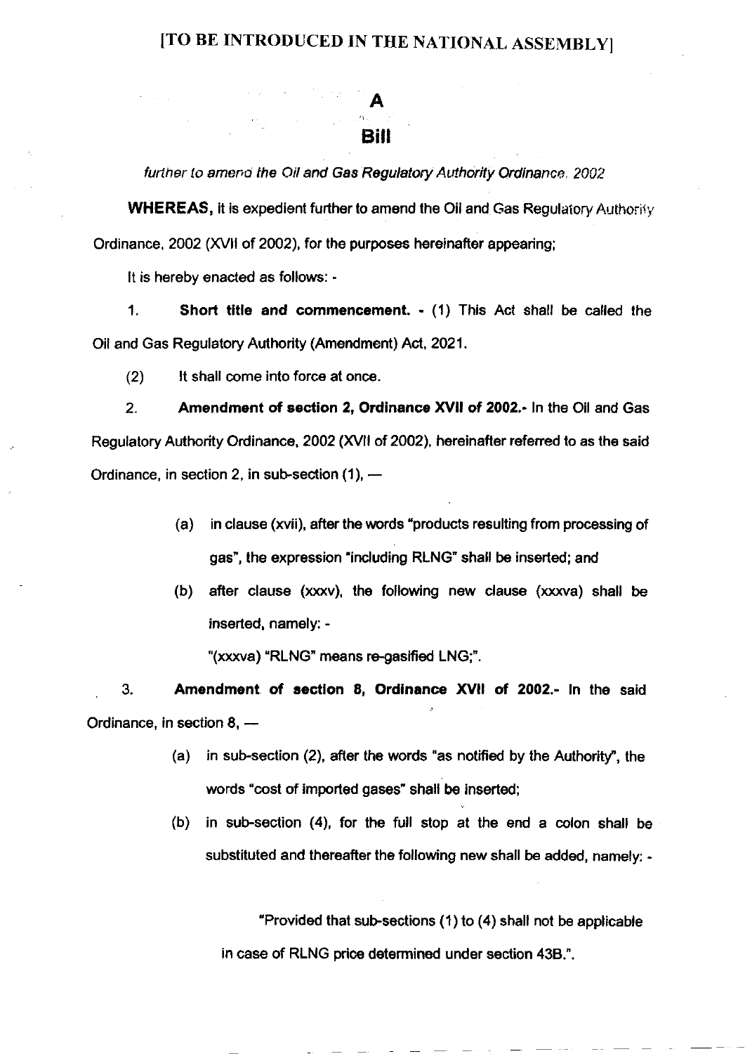**[TO BE INTRODUCED IN THE NATIONAL ASSEMBLY]**

# A

# Bill

*further to amend the Oil and Gas Regulatory Authority Ordinance, 2002*

**WHEREAS,** it is expedient further to amend the Oil and Gas Regulatory Authority Ordinance, 2002 (XVII of 2002), for the purposes hereinafter appearing;

It is hereby enacted as follows: -

1. **Short title and commencement.** - (1) This Act shall be called the Oil and Gas Regulatory Authority (Amendment) Act, 2021.

(2) It shall come into force at once.

2. **Amendment of section 2, Ordinance XVII of 2002.**- In the Oil and Gas Regulatory Authority Ordinance, 2002 (XVII of 2002), hereinafter referred to as the said Ordinance, in section 2, in sub-section (1), —

   (a) in clause (xvii), after the words "products resulting from processing of gas", the expression "including RLNG" shall be inserted; and

   (b) after clause (xxxv), the following new clause (xxxva) shall be inserted, namely: -

   "(xxxva) "RLNG" means re-gasified LNG;".

3. **Amendment of section 8, Ordinance XVII of 2002.**- In the said Ordinance, in section 8, —

   (a) in sub-section (2), after the words "as notified by the Authority", the words "cost of imported gases" shall be inserted;

   (b) in sub-section (4), for the full stop at the end a colon shall be substituted and thereafter the following new shall be added, namely: -

   "Provided that sub-sections (1) to (4) shall not be applicable in case of RLNG price determined under section 43B.".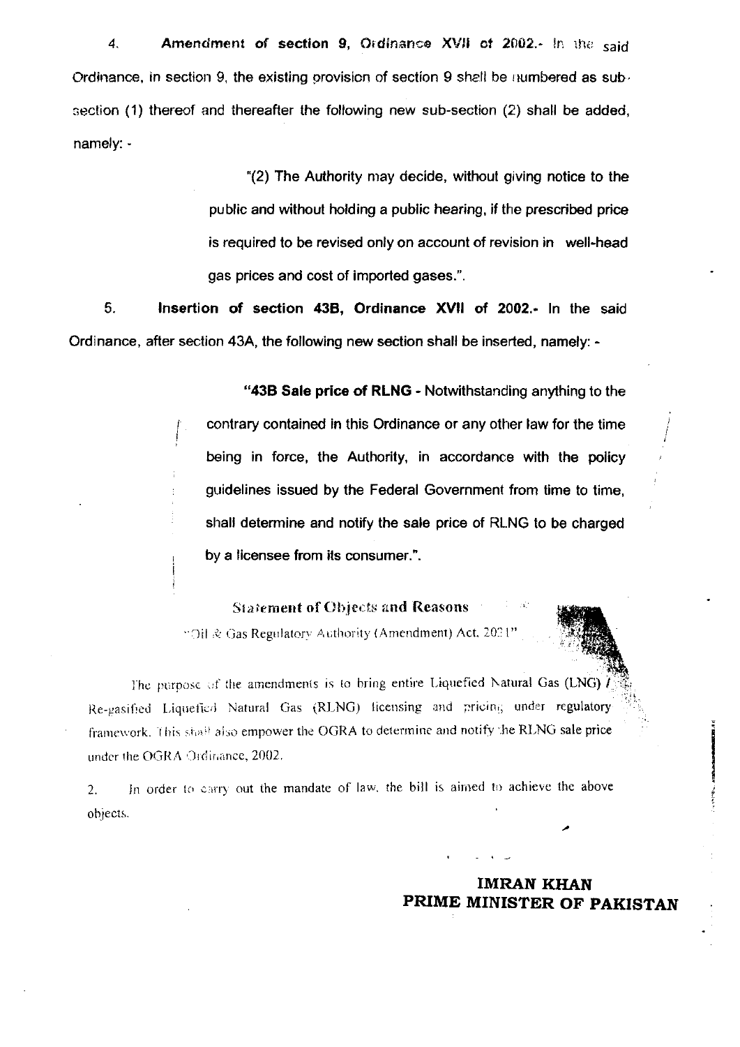4. **Amendment of section 9, Ordinance XVII of 2002.-** In the said Ordinance, in section 9, the existing provision of section 9 shall be numbered as sub-section (1) thereof and thereafter the following new sub-section (2) shall be added, namely: -

> "(2) The Authority may decide, without giving notice to the public and without holding a public hearing, if the prescribed price is required to be revised only on account of revision in well-head gas prices and cost of imported gases.".

5. **Insertion of section 43B, Ordinance XVII of 2002.-** In the said Ordinance, after section 43A, the following new section shall be inserted, namely: -

> **"43B Sale price of RLNG -** Notwithstanding anything to the contrary contained in this Ordinance or any other law for the time being in force, the Authority, in accordance with the policy guidelines issued by the Federal Government from time to time, shall determine and notify the sale price of RLNG to be charged by a licensee from its consumer.".

## Statement of Objects and Reasons

"Oil & Gas Regulatory Authority (Amendment) Act, 2021"

The purpose of the amendments is to bring entire Liquefied Natural Gas (LNG) / Re-gasified Liquefied Natural Gas (RLNG) licensing and pricing under regulatory framework. This shall also empower the OGRA to determine and notify the RLNG sale price under the OGRA Ordinance, 2002.

2. In order to carry out the mandate of law, the bill is aimed to achieve the above objects.

**IMRAN KHAN**
**PRIME MINISTER OF PAKISTAN**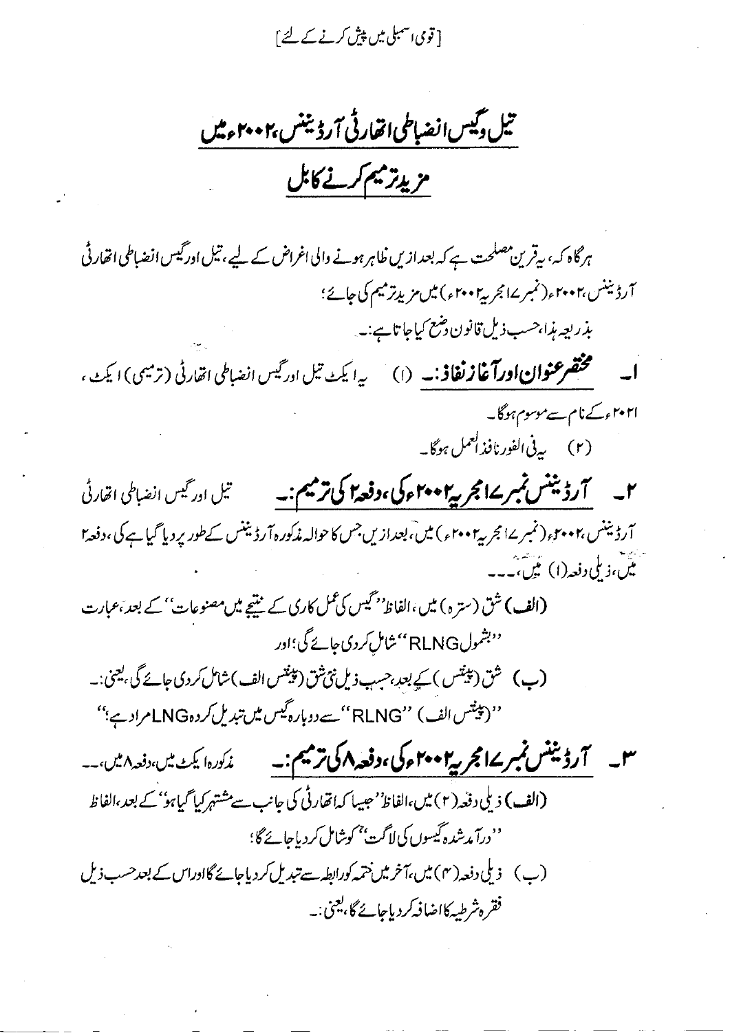[قومی اسمبلی میں پیش کرنے کے لئے]

# تیل و گیس انضباطی اتھارٹی آرڈیننس،۲۰۰۲ء میں مزید ترمیم کرنے کا بل

ہرگاہ کہ، یہ قرین مصلحت ہے کہ بعد ازیں ظاہر ہونے والی اغراض کے لیے، تیل اور گیس انضباطی اتھارٹی آرڈیننس،۲۰۰۲ء (نمبر ۱۷ مجریہ ۲۰۰۲ء) میں مزید ترمیم کی جائے؛

بذریعہ ہذا، حسب ذیل قانون وضع کیا جاتا ہے:۔

**۱۔ مختصر عنوان اور آغاز نفاذ:۔** (۱) یہ ایکٹ تیل اور گیس انضباطی اتھارٹی (ترمیمی) ایکٹ، ۲۰۲۱ء کے نام سے موسوم ہوگا۔

(۲) یہ فی الفور نافذ العمل ہوگا۔

**۲۔ آرڈیننس نمبر ۱۷ مجریہ ۲۰۰۲ء کی، دفعہ ۲ کی ترمیم:۔** تیل اور گیس انضباطی اتھارٹی آرڈیننس،۲۰۰۲ء (نمبر ۱۷ مجریہ ۲۰۰۲ء) میں، بعد ازیں جس کا حوالہ مذکورہ آرڈیننس کے طور پر دیا گیا ہے کی، دفعہ ۲ میں، ذیلی دفعہ (۱) میں،۔۔۔

(الف) شق (سترہ) میں، الفاظ "گیس کی عمل کاری کے نتیجے میں مصنوعات" کے بعد، عبارت "بشمول RLNG" شامل کردی جائے گی؛ اور

(ب) شق (پینتس) کے بعد، حسب ذیل نئی شق (پینتس الف) شامل کردی جائے گی، یعنی:۔

"(پینتس الف) "RLNG" سے دوبارہ گیس میں تبدیل کردہ LNG مراد ہے؛"

**۳۔ آرڈیننس نمبر ۱۷ مجریہ ۲۰۰۲ء کی، دفعہ ۸ کی ترمیم:۔** مذکورہ ایکٹ میں، دفعہ ۸ میں،۔۔۔

(الف) ذیلی دفعہ (۲) میں، الفاظ "جیسا کہ اتھارٹی کی جانب سے مشتہر کیا گیا ہو" کے بعد، الفاظ "درآمد شدہ گیسوں کی لاگت" کو شامل کردیا جائے گا؛

(ب) ذیلی دفعہ (۴) میں، آخر میں ختمہ کو رابطہ سے تبدیل کردیا جائے گا اور اس کے بعد حسب ذیل فقرہ شرطیہ کا اضافہ کردیا جائے گا، یعنی:۔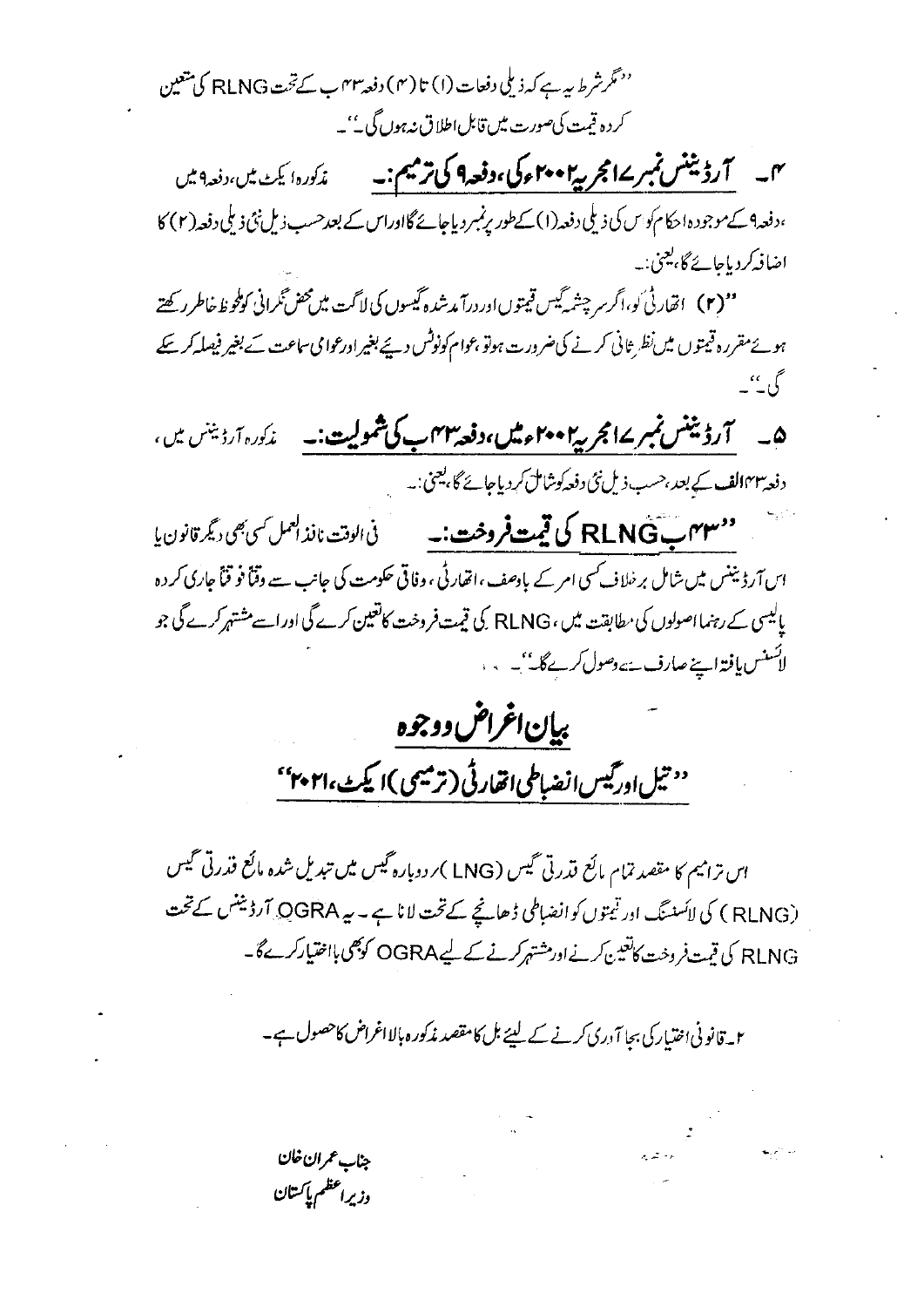"مگر شرط یہ ہے کہ ذیلی دفعات (۱) تا (۴) دفعہ ۴۳ب کے تحت RLNG کی متعین کردہ قیمت کی صورت میں قابل اطلاق نہ ہوں گی"۔

**۴۔ آرڈیننس نمبر ۱۷ مجریہ ۲۰۰۲ء کی، دفعہ ۹ کی ترمیم:۔** مذکورہ ایکٹ میں، دفعہ ۹ میں، دفعہ ۹ کے موجودہ احکام کو اس کی ذیلی دفعہ (۱) کے طور پر نمبر دیا جائے گا اور اس کے بعد حسب ذیل نئی ذیلی دفعہ (۲) کا اضافہ کر دیا جائے گا، یعنی:۔

"(۲) اتھارٹی کو، اگر سرچشمہ گیس قیمتوں اور درآمد شدہ گیسوں کی لاگت میں محض نگرانی کو ملحوظ خاطر رکھتے ہوئے مقررہ قیمتوں میں نظر ثانی کرنے کی ضرورت ہو تو، عوام کو نوٹس دیئے بغیر اور عوامی سماعت کے بغیر فیصلہ کر سکے گی"۔

**۵۔ آرڈیننس نمبر ۱۷ مجریہ ۲۰۰۲ء میں، دفعہ ۴۳ب کی شمولیت:۔** مذکورہ آرڈیننس میں، دفعہ ۴۳الف کے بعد، حسب ذیل نئی دفعہ کو شامل کر دیا جائے گا، یعنی:۔

"۴۳ب **RLNG کی قیمت فروخت:۔** فی الوقت نافذ العمل کسی بھی دیگر قانون یا اس آرڈیننس میں شامل برخلاف کسی امر کے باوصف، اتھارٹی، وفاقی حکومت کی جانب سے وقتاً فوقتاً جاری کردہ پالیسی کے رہنما اصولوں کی مطابقت میں، RLNG کی قیمت فروخت کا تعین کرے گی اور اسے مشتہر کرے گی جو لائسنس یافتہ اپنے صارف سے وصول کرے گا"۔

## بیان اغراض ووجوہ

## "تیل اور گیس انضباطی اتھارٹی (ترمیمی) ایکٹ، ۲۰۲۱ء"

اس ترامیم کا مقصد تمام مائع قدرتی گیس (LNG) / دوبارہ گیس میں تبدیل شدہ مائع قدرتی گیس (RLNG) کی لائسنسنگ اور قیمتوں کو انضباطی ڈھانچے کے تحت لانا ہے۔ یہ OGRA آرڈیننس کے تحت RLNG کی قیمت فروخت کا تعین کرنے اور مشتہر کرنے کے لیے OGRA کو بھی بااختیار کرے گا۔

۲۔ قانونی اختیار کی بجا آوری کرنے کے لیئے بل کا مقصد مذکورہ بالا اغراض کا حصول ہے۔

جناب عمران خان

وزیر اعظم پاکستان